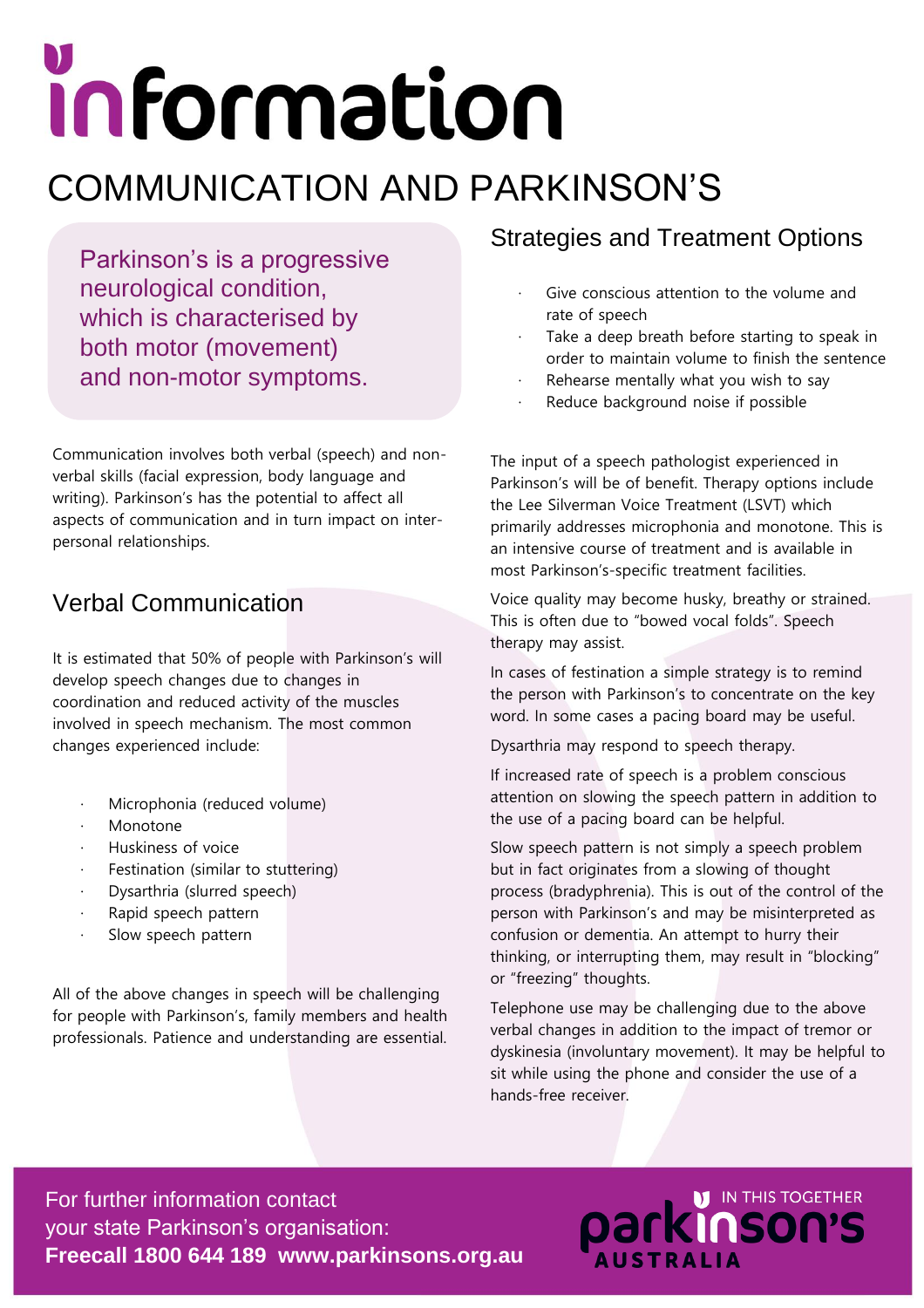# information

# COMMUNICATION AND PARKINSON'S

Parkinson's is a progressive neurological condition, which is characterised by both motor (movement) and non-motor symptoms.

Communication involves both verbal (speech) and non-verbal skills (facial expression, body language and writing). Parkinson's has the potential to affect all aspects of communication and in turn impact on inter-personal relationships.

## Verbal Communication

It is estimated that 50% of people with Parkinson's will develop speech changes due to changes in coordination and reduced activity of the muscles involved in speech mechanism. The most common changes experienced include:

- Microphonia (reduced volume)
- Monotone
- Huskiness of voice
- Festination (similar to stuttering)
- Dysarthria (slurred speech)
- Rapid speech pattern
- Slow speech pattern

All of the above changes in speech will be challenging for people with Parkinson's, family members and health professionals. Patience and understanding are essential.

## Strategies and Treatment Options

- Give conscious attention to the volume and rate of speech
- Take a deep breath before starting to speak in order to maintain volume to finish the sentence
- Rehearse mentally what you wish to say
- Reduce background noise if possible

The input of a speech pathologist experienced in Parkinson's will be of benefit. Therapy options include the Lee Silverman Voice Treatment (LSVT) which primarily addresses microphonia and monotone. This is an intensive course of treatment and is available in most Parkinson's-specific treatment facilities.

Voice quality may become husky, breathy or strained. This is often due to "bowed vocal folds". Speech therapy may assist.

In cases of festination a simple strategy is to remind the person with Parkinson's to concentrate on the key word. In some cases a pacing board may be useful.

Dysarthria may respond to speech therapy.

If increased rate of speech is a problem conscious attention on slowing the speech pattern in addition to the use of a pacing board can be helpful.

Slow speech pattern is not simply a speech problem but in fact originates from a slowing of thought process (bradyphrenia). This is out of the control of the person with Parkinson's and may be misinterpreted as confusion or dementia. An attempt to hurry their thinking, or interrupting them, may result in "blocking" or "freezing" thoughts.

Telephone use may be challenging due to the above verbal changes in addition to the impact of tremor or dyskinesia (involuntary movement). It may be helpful to sit while using the phone and consider the use of a hands-free receiver.

For further information contact your state Parkinson's organisation:
**Freecall 1800 644 189 www.parkinsons.org.au**

IN THIS TOGETHER parkinson's AUSTRALIA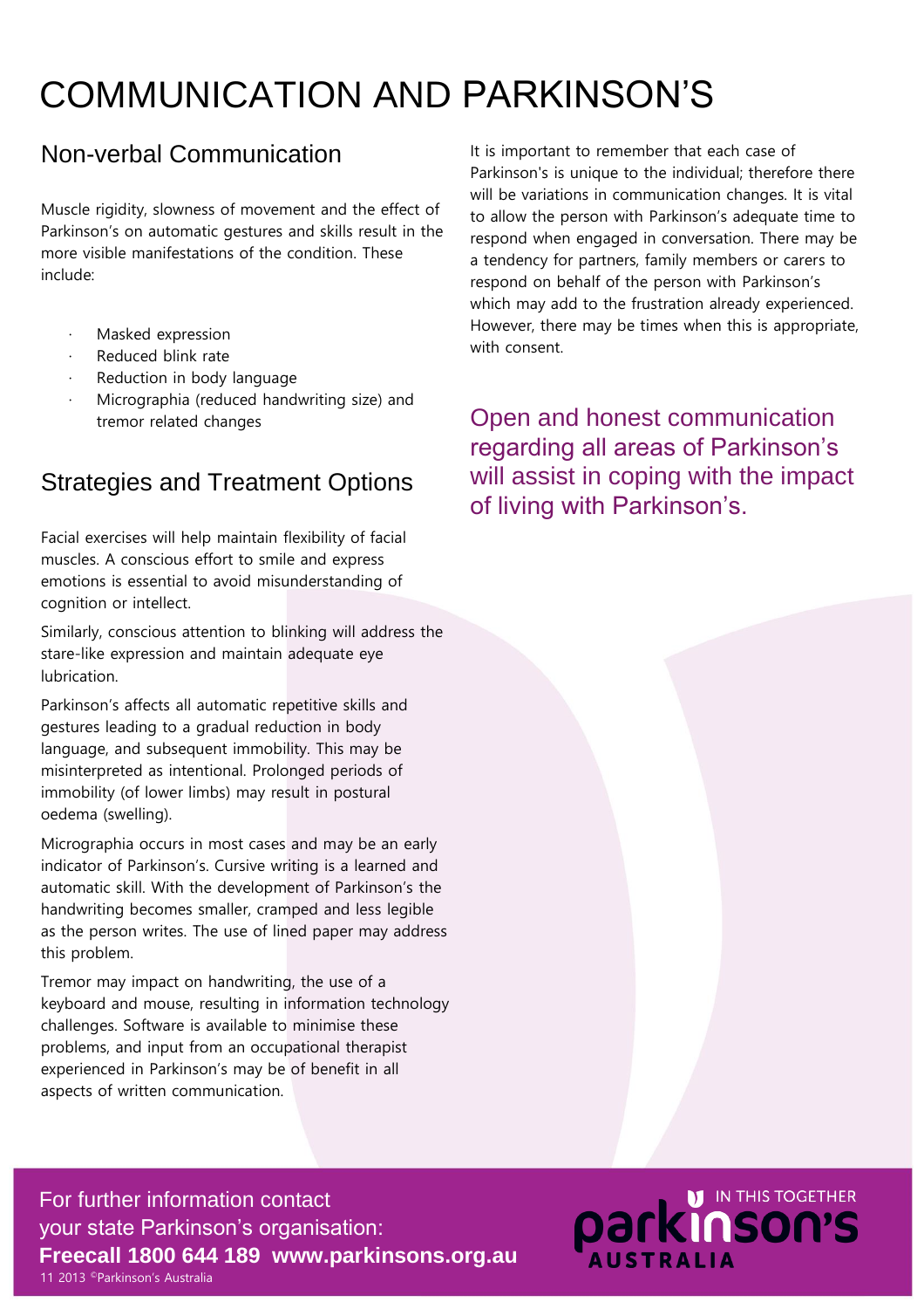# COMMUNICATION AND PARKINSON'S

## Non-verbal Communication

Muscle rigidity, slowness of movement and the effect of Parkinson's on automatic gestures and skills result in the more visible manifestations of the condition. These include:

- Masked expression
- Reduced blink rate
- Reduction in body language
- Micrographia (reduced handwriting size) and tremor related changes

## Strategies and Treatment Options

Facial exercises will help maintain flexibility of facial muscles. A conscious effort to smile and express emotions is essential to avoid misunderstanding of cognition or intellect.

Similarly, conscious attention to blinking will address the stare-like expression and maintain adequate eye lubrication.

Parkinson's affects all automatic repetitive skills and gestures leading to a gradual reduction in body language, and subsequent immobility. This may be misinterpreted as intentional. Prolonged periods of immobility (of lower limbs) may result in postural oedema (swelling).

Micrographia occurs in most cases and may be an early indicator of Parkinson's. Cursive writing is a learned and automatic skill. With the development of Parkinson's the handwriting becomes smaller, cramped and less legible as the person writes. The use of lined paper may address this problem.

Tremor may impact on handwriting, the use of a keyboard and mouse, resulting in information technology challenges. Software is available to minimise these problems, and input from an occupational therapist experienced in Parkinson's may be of benefit in all aspects of written communication.

It is important to remember that each case of Parkinson's is unique to the individual; therefore there will be variations in communication changes. It is vital to allow the person with Parkinson's adequate time to respond when engaged in conversation. There may be a tendency for partners, family members or carers to respond on behalf of the person with Parkinson's which may add to the frustration already experienced. However, there may be times when this is appropriate, with consent.

Open and honest communication regarding all areas of Parkinson's will assist in coping with the impact of living with Parkinson's.

For further information contact your state Parkinson's organisation:
**Freecall 1800 644 189 www.parkinsons.org.au**

11 2013 ©Parkinson's Australia

IN THIS TOGETHER parkinson's AUSTRALIA